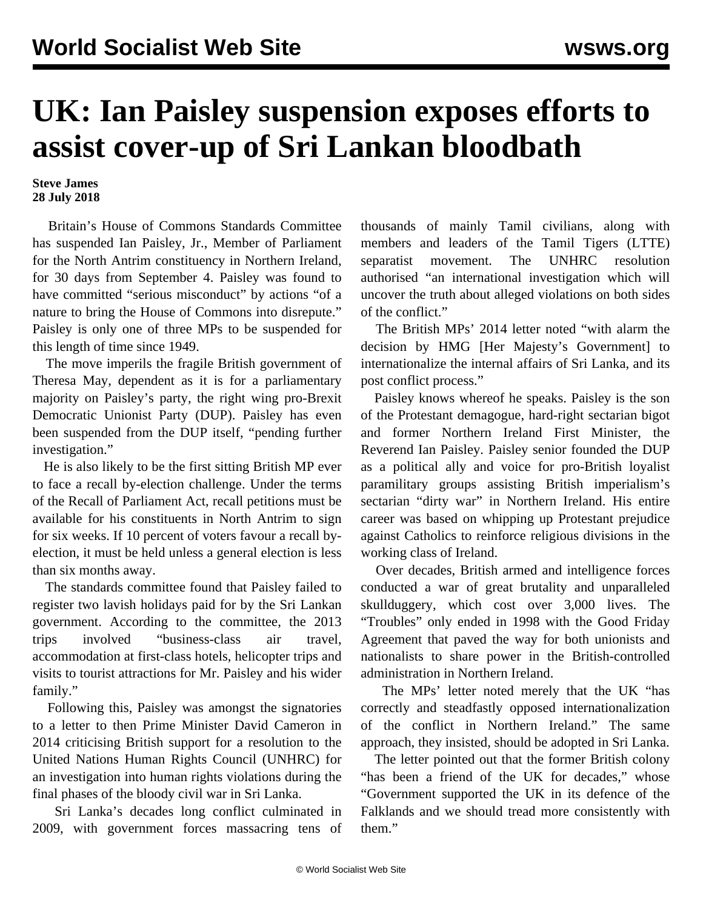# UK: Ian Paisley suspension exposes efforts to assist cover-up of Sri Lankan bloodbath

**Steve James**
**28 July 2018**

Britain's House of Commons Standards Committee has suspended Ian Paisley, Jr., Member of Parliament for the North Antrim constituency in Northern Ireland, for 30 days from September 4. Paisley was found to have committed "serious misconduct" by actions "of a nature to bring the House of Commons into disrepute." Paisley is only one of three MPs to be suspended for this length of time since 1949.

The move imperils the fragile British government of Theresa May, dependent as it is for a parliamentary majority on Paisley's party, the right wing pro-Brexit Democratic Unionist Party (DUP). Paisley has even been suspended from the DUP itself, "pending further investigation."

He is also likely to be the first sitting British MP ever to face a recall by-election challenge. Under the terms of the Recall of Parliament Act, recall petitions must be available for his constituents in North Antrim to sign for six weeks. If 10 percent of voters favour a recall by-election, it must be held unless a general election is less than six months away.

The standards committee found that Paisley failed to register two lavish holidays paid for by the Sri Lankan government. According to the committee, the 2013 trips involved "business-class air travel, accommodation at first-class hotels, helicopter trips and visits to tourist attractions for Mr. Paisley and his wider family."

Following this, Paisley was amongst the signatories to a letter to then Prime Minister David Cameron in 2014 criticising British support for a resolution to the United Nations Human Rights Council (UNHRC) for an investigation into human rights violations during the final phases of the bloody civil war in Sri Lanka.

Sri Lanka's decades long conflict culminated in 2009, with government forces massacring tens of thousands of mainly Tamil civilians, along with members and leaders of the Tamil Tigers (LTTE) separatist movement. The UNHRC resolution authorised "an international investigation which will uncover the truth about alleged violations on both sides of the conflict."

The British MPs' 2014 letter noted "with alarm the decision by HMG [Her Majesty's Government] to internationalize the internal affairs of Sri Lanka, and its post conflict process."

Paisley knows whereof he speaks. Paisley is the son of the Protestant demagogue, hard-right sectarian bigot and former Northern Ireland First Minister, the Reverend Ian Paisley. Paisley senior founded the DUP as a political ally and voice for pro-British loyalist paramilitary groups assisting British imperialism's sectarian "dirty war" in Northern Ireland. His entire career was based on whipping up Protestant prejudice against Catholics to reinforce religious divisions in the working class of Ireland.

Over decades, British armed and intelligence forces conducted a war of great brutality and unparalleled skullduggery, which cost over 3,000 lives. The "Troubles" only ended in 1998 with the Good Friday Agreement that paved the way for both unionists and nationalists to share power in the British-controlled administration in Northern Ireland.

The MPs' letter noted merely that the UK "has correctly and steadfastly opposed internationalization of the conflict in Northern Ireland." The same approach, they insisted, should be adopted in Sri Lanka.

The letter pointed out that the former British colony "has been a friend of the UK for decades," whose "Government supported the UK in its defence of the Falklands and we should tread more consistently with them."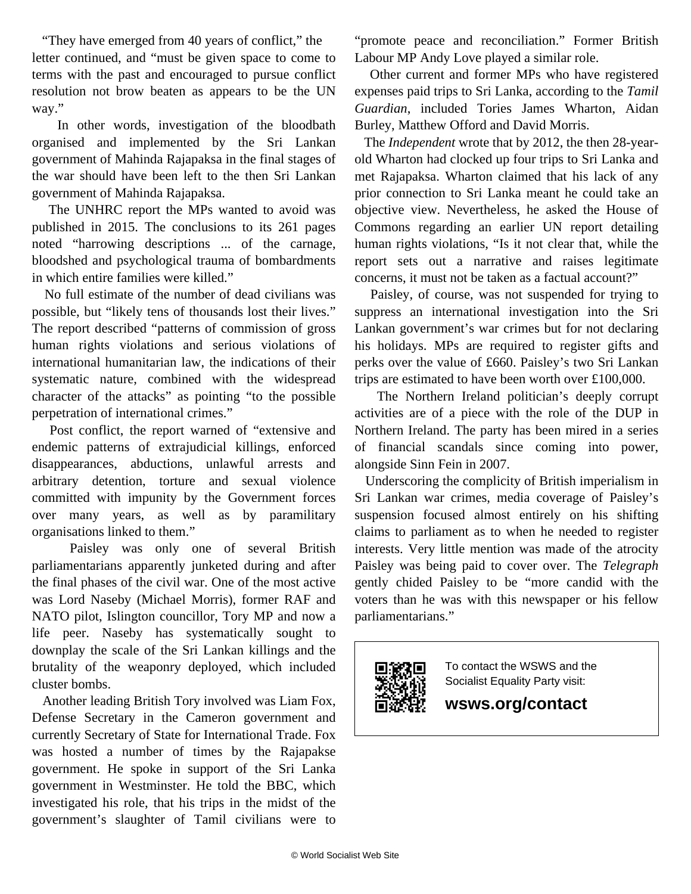"They have emerged from 40 years of conflict," the letter continued, and "must be given space to come to terms with the past and encouraged to pursue conflict resolution not brow beaten as appears to be the UN way."

In other words, investigation of the bloodbath organised and implemented by the Sri Lankan government of Mahinda Rajapaksa in the final stages of the war should have been left to the then Sri Lankan government of Mahinda Rajapaksa.

The UNHRC report the MPs wanted to avoid was published in 2015. The conclusions to its 261 pages noted "harrowing descriptions ... of the carnage, bloodshed and psychological trauma of bombardments in which entire families were killed."

No full estimate of the number of dead civilians was possible, but "likely tens of thousands lost their lives." The report described "patterns of commission of gross human rights violations and serious violations of international humanitarian law, the indications of their systematic nature, combined with the widespread character of the attacks" as pointing "to the possible perpetration of international crimes."

Post conflict, the report warned of "extensive and endemic patterns of extrajudicial killings, enforced disappearances, abductions, unlawful arrests and arbitrary detention, torture and sexual violence committed with impunity by the Government forces over many years, as well as by paramilitary organisations linked to them."

Paisley was only one of several British parliamentarians apparently junketed during and after the final phases of the civil war. One of the most active was Lord Naseby (Michael Morris), former RAF and NATO pilot, Islington councillor, Tory MP and now a life peer. Naseby has systematically sought to downplay the scale of the Sri Lankan killings and the brutality of the weaponry deployed, which included cluster bombs.

Another leading British Tory involved was Liam Fox, Defense Secretary in the Cameron government and currently Secretary of State for International Trade. Fox was hosted a number of times by the Rajapakse government. He spoke in support of the Sri Lanka government in Westminster. He told the BBC, which investigated his role, that his trips in the midst of the government's slaughter of Tamil civilians were to "promote peace and reconciliation." Former British Labour MP Andy Love played a similar role.

Other current and former MPs who have registered expenses paid trips to Sri Lanka, according to the *Tamil Guardian*, included Tories James Wharton, Aidan Burley, Matthew Offord and David Morris.

The *Independent* wrote that by 2012, the then 28-year-old Wharton had clocked up four trips to Sri Lanka and met Rajapaksa. Wharton claimed that his lack of any prior connection to Sri Lanka meant he could take an objective view. Nevertheless, he asked the House of Commons regarding an earlier UN report detailing human rights violations, "Is it not clear that, while the report sets out a narrative and raises legitimate concerns, it must not be taken as a factual account?"

Paisley, of course, was not suspended for trying to suppress an international investigation into the Sri Lankan government's war crimes but for not declaring his holidays. MPs are required to register gifts and perks over the value of £660. Paisley's two Sri Lankan trips are estimated to have been worth over £100,000.

The Northern Ireland politician's deeply corrupt activities are of a piece with the role of the DUP in Northern Ireland. The party has been mired in a series of financial scandals since coming into power, alongside Sinn Fein in 2007.

Underscoring the complicity of British imperialism in Sri Lankan war crimes, media coverage of Paisley's suspension focused almost entirely on his shifting claims to parliament as to when he needed to register interests. Very little mention was made of the atrocity Paisley was being paid to cover over. The *Telegraph* gently chided Paisley to be "more candid with the voters than he was with this newspaper or his fellow parliamentarians."

To contact the WSWS and the Socialist Equality Party visit:

**wsws.org/contact**